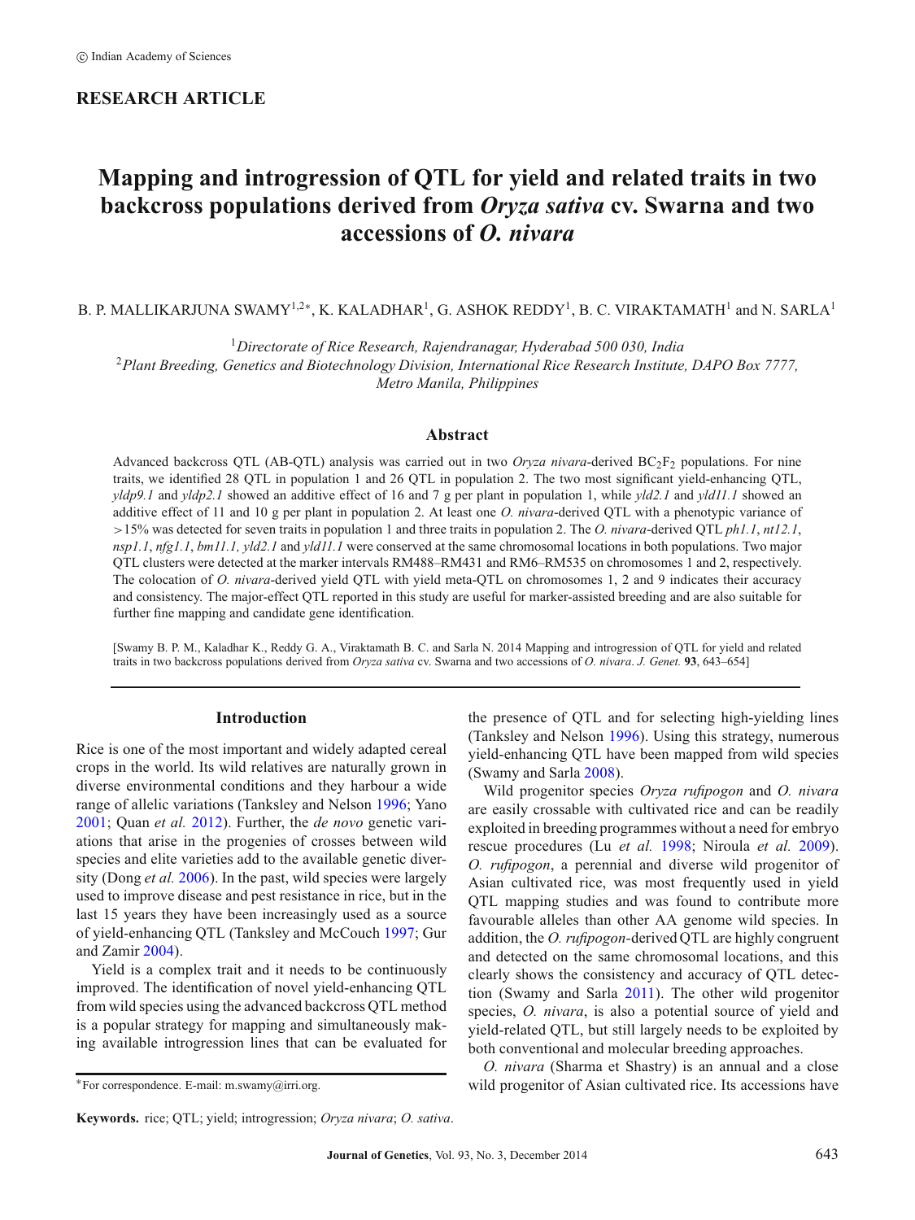© Indian Academy of Sciences

**RESEARCH ARTICLE**

# Mapping and introgression of QTL for yield and related traits in two backcross populations derived from *Oryza sativa* cv. Swarna and two accessions of *O. nivara*

B. P. MALLIKARJUNA SWAMY[1,2*], K. KALADHAR[1], G. ASHOK REDDY[1], B. C. VIRAKTAMATH[1] and N. SARLA[1]

[1]*Directorate of Rice Research, Rajendranagar, Hyderabad 500 030, India*
[2]*Plant Breeding, Genetics and Biotechnology Division, International Rice Research Institute, DAPO Box 7777, Metro Manila, Philippines*

## Abstract

Advanced backcross QTL (AB-QTL) analysis was carried out in two *Oryza nivara*-derived $BC_2F_2$ populations. For nine traits, we identified 28 QTL in population 1 and 26 QTL in population 2. The two most significant yield-enhancing QTL, *yldp9.1* and *yldp2.1* showed an additive effect of 16 and 7 g per plant in population 1, while *yld2.1* and *yld11.1* showed an additive effect of 11 and 10 g per plant in population 2. At least one *O. nivara*-derived QTL with a phenotypic variance of >15% was detected for seven traits in population 1 and three traits in population 2. The *O. nivara*-derived QTL *ph1.1*, *nt12.1*, *nsp1.1*, *nfg1.1*, *bm11.1, yld2.1* and *yld11.1* were conserved at the same chromosomal locations in both populations. Two major QTL clusters were detected at the marker intervals RM488–RM431 and RM6–RM535 on chromosomes 1 and 2, respectively. The colocation of *O. nivara*-derived yield QTL with yield meta-QTL on chromosomes 1, 2 and 9 indicates their accuracy and consistency. The major-effect QTL reported in this study are useful for marker-assisted breeding and are also suitable for further fine mapping and candidate gene identification.

[Swamy B. P. M., Kaladhar K., Reddy G. A., Viraktamath B. C. and Sarla N. 2014 Mapping and introgression of QTL for yield and related traits in two backcross populations derived from *Oryza sativa* cv. Swarna and two accessions of *O. nivara*. *J. Genet.* **93**, 643–654]

## Introduction

Rice is one of the most important and widely adapted cereal crops in the world. Its wild relatives are naturally grown in diverse environmental conditions and they harbour a wide range of allelic variations (Tanksley and Nelson 1996; Yano 2001; Quan *et al.* 2012). Further, the *de novo* genetic variations that arise in the progenies of crosses between wild species and elite varieties add to the available genetic diversity (Dong *et al.* 2006). In the past, wild species were largely used to improve disease and pest resistance in rice, but in the last 15 years they have been increasingly used as a source of yield-enhancing QTL (Tanksley and McCouch 1997; Gur and Zamir 2004).

Yield is a complex trait and it needs to be continuously improved. The identification of novel yield-enhancing QTL from wild species using the advanced backcross QTL method is a popular strategy for mapping and simultaneously making available introgression lines that can be evaluated for the presence of QTL and for selecting high-yielding lines (Tanksley and Nelson 1996). Using this strategy, numerous yield-enhancing QTL have been mapped from wild species (Swamy and Sarla 2008).

Wild progenitor species *Oryza rufipogon* and *O. nivara* are easily crossable with cultivated rice and can be readily exploited in breeding programmes without a need for embryo rescue procedures (Lu *et al.* 1998; Niroula *et al.* 2009). *O. rufipogon*, a perennial and diverse wild progenitor of Asian cultivated rice, was most frequently used in yield QTL mapping studies and was found to contribute more favourable alleles than other AA genome wild species. In addition, the *O. rufipogon*-derived QTL are highly congruent and detected on the same chromosomal locations, and this clearly shows the consistency and accuracy of QTL detection (Swamy and Sarla 2011). The other wild progenitor species, *O. nivara*, is also a potential source of yield and yield-related QTL, but still largely needs to be exploited by both conventional and molecular breeding approaches.

*O. nivara* (Sharma et Shastry) is an annual and a close wild progenitor of Asian cultivated rice. Its accessions have

*For correspondence. E-mail: m.swamy@irri.org.

**Keywords.** rice; QTL; yield; introgression; *Oryza nivara*; *O. sativa*.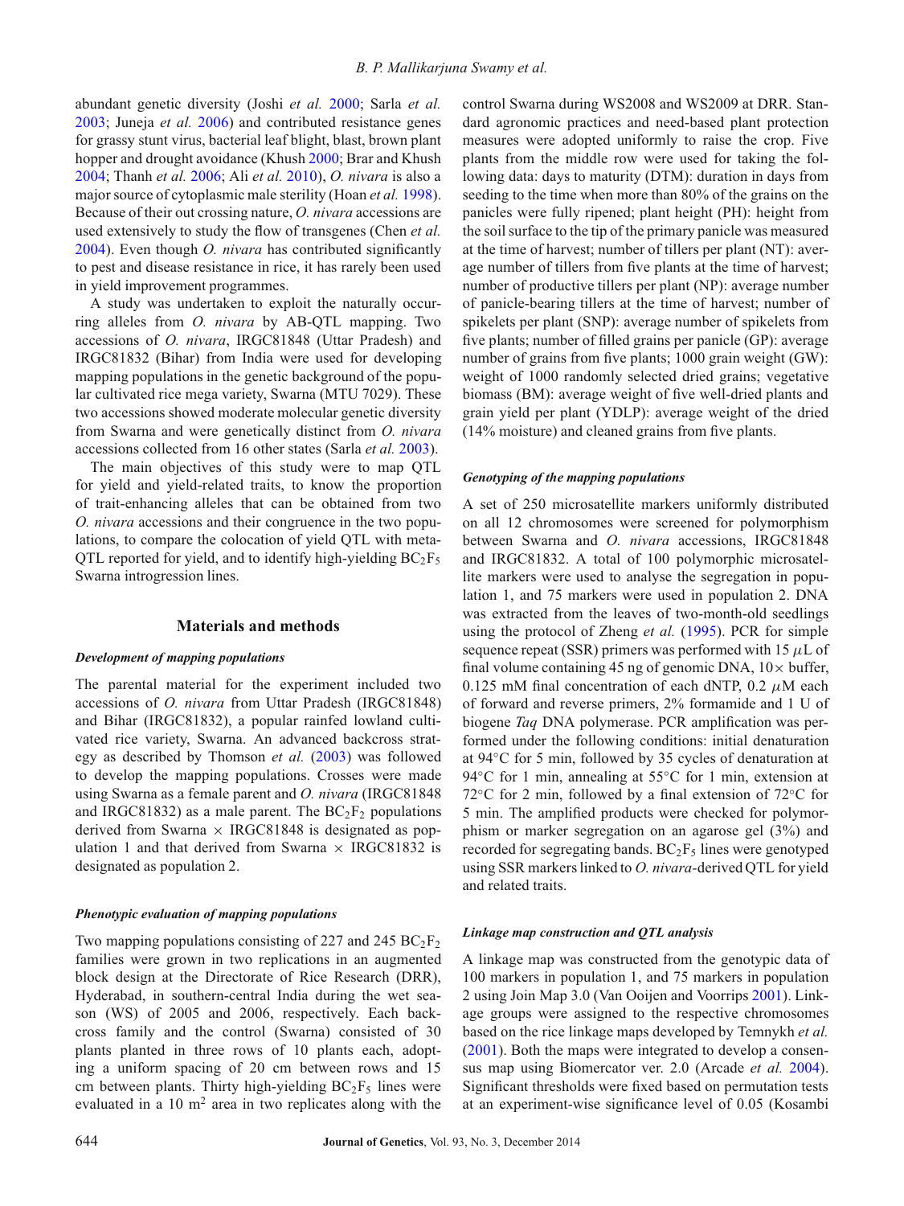abundant genetic diversity (Joshi *et al.* 2000; Sarla *et al.* 2003; Juneja *et al.* 2006) and contributed resistance genes for grassy stunt virus, bacterial leaf blight, blast, brown plant hopper and drought avoidance (Khush 2000; Brar and Khush 2004; Thanh *et al.* 2006; Ali *et al.* 2010), *O. nivara* is also a major source of cytoplasmic male sterility (Hoan *et al.* 1998). Because of their out crossing nature, *O. nivara* accessions are used extensively to study the flow of transgenes (Chen *et al.* 2004). Even though *O. nivara* has contributed significantly to pest and disease resistance in rice, it has rarely been used in yield improvement programmes.

A study was undertaken to exploit the naturally occurring alleles from *O. nivara* by AB-QTL mapping. Two accessions of *O. nivara*, IRGC81848 (Uttar Pradesh) and IRGC81832 (Bihar) from India were used for developing mapping populations in the genetic background of the popular cultivated rice mega variety, Swarna (MTU 7029). These two accessions showed moderate molecular genetic diversity from Swarna and were genetically distinct from *O. nivara* accessions collected from 16 other states (Sarla *et al.* 2003).

The main objectives of this study were to map QTL for yield and yield-related traits, to know the proportion of trait-enhancing alleles that can be obtained from two *O. nivara* accessions and their congruence in the two populations, to compare the colocation of yield QTL with meta-QTL reported for yield, and to identify high-yielding $BC_2F_5$ Swarna introgression lines.

## Materials and methods

### *Development of mapping populations*

The parental material for the experiment included two accessions of *O. nivara* from Uttar Pradesh (IRGC81848) and Bihar (IRGC81832), a popular rainfed lowland cultivated rice variety, Swarna. An advanced backcross strategy as described by Thomson *et al.* (2003) was followed to develop the mapping populations. Crosses were made using Swarna as a female parent and *O. nivara* (IRGC81848 and IRGC81832) as a male parent. The $BC_2F_2$ populations derived from Swarna × IRGC81848 is designated as population 1 and that derived from Swarna × IRGC81832 is designated as population 2.

### *Phenotypic evaluation of mapping populations*

Two mapping populations consisting of 227 and 245 $BC_2F_2$ families were grown in two replications in an augmented block design at the Directorate of Rice Research (DRR), Hyderabad, in southern-central India during the wet season (WS) of 2005 and 2006, respectively. Each backcross family and the control (Swarna) consisted of 30 plants planted in three rows of 10 plants each, adopting a uniform spacing of 20 cm between rows and 15 cm between plants. Thirty high-yielding $BC_2F_5$ lines were evaluated in a 10 $m^2$ area in two replicates along with the control Swarna during WS2008 and WS2009 at DRR. Standard agronomic practices and need-based plant protection measures were adopted uniformly to raise the crop. Five plants from the middle row were used for taking the following data: days to maturity (DTM): duration in days from seeding to the time when more than 80% of the grains on the panicles were fully ripened; plant height (PH): height from the soil surface to the tip of the primary panicle was measured at the time of harvest; number of tillers per plant (NT): average number of tillers from five plants at the time of harvest; number of productive tillers per plant (NP): average number of panicle-bearing tillers at the time of harvest; number of spikelets per plant (SNP): average number of spikelets from five plants; number of filled grains per panicle (GP): average number of grains from five plants; 1000 grain weight (GW): weight of 1000 randomly selected dried grains; vegetative biomass (BM): average weight of five well-dried plants and grain yield per plant (YDLP): average weight of the dried (14% moisture) and cleaned grains from five plants.

### *Genotyping of the mapping populations*

A set of 250 microsatellite markers uniformly distributed on all 12 chromosomes were screened for polymorphism between Swarna and *O. nivara* accessions, IRGC81848 and IRGC81832. A total of 100 polymorphic microsatellite markers were used to analyse the segregation in population 1, and 75 markers were used in population 2. DNA was extracted from the leaves of two-month-old seedlings using the protocol of Zheng *et al.* (1995). PCR for simple sequence repeat (SSR) primers was performed with 15 $\mu$L of final volume containing 45 ng of genomic DNA, 10× buffer, 0.125 mM final concentration of each dNTP, 0.2 $\mu$M each of forward and reverse primers, 2% formamide and 1 U of biogene *Taq* DNA polymerase. PCR amplification was performed under the following conditions: initial denaturation at 94°C for 5 min, followed by 35 cycles of denaturation at 94°C for 1 min, annealing at 55°C for 1 min, extension at 72°C for 2 min, followed by a final extension of 72°C for 5 min. The amplified products were checked for polymorphism or marker segregation on an agarose gel (3%) and recorded for segregating bands. $BC_2F_5$ lines were genotyped using SSR markers linked to *O. nivara*-derived QTL for yield and related traits.

### *Linkage map construction and QTL analysis*

A linkage map was constructed from the genotypic data of 100 markers in population 1, and 75 markers in population 2 using Join Map 3.0 (Van Ooijen and Voorrips 2001). Linkage groups were assigned to the respective chromosomes based on the rice linkage maps developed by Temnykh *et al.* (2001). Both the maps were integrated to develop a consensus map using Biomercator ver. 2.0 (Arcade *et al.* 2004). Significant thresholds were fixed based on permutation tests at an experiment-wise significance level of 0.05 (Kosambi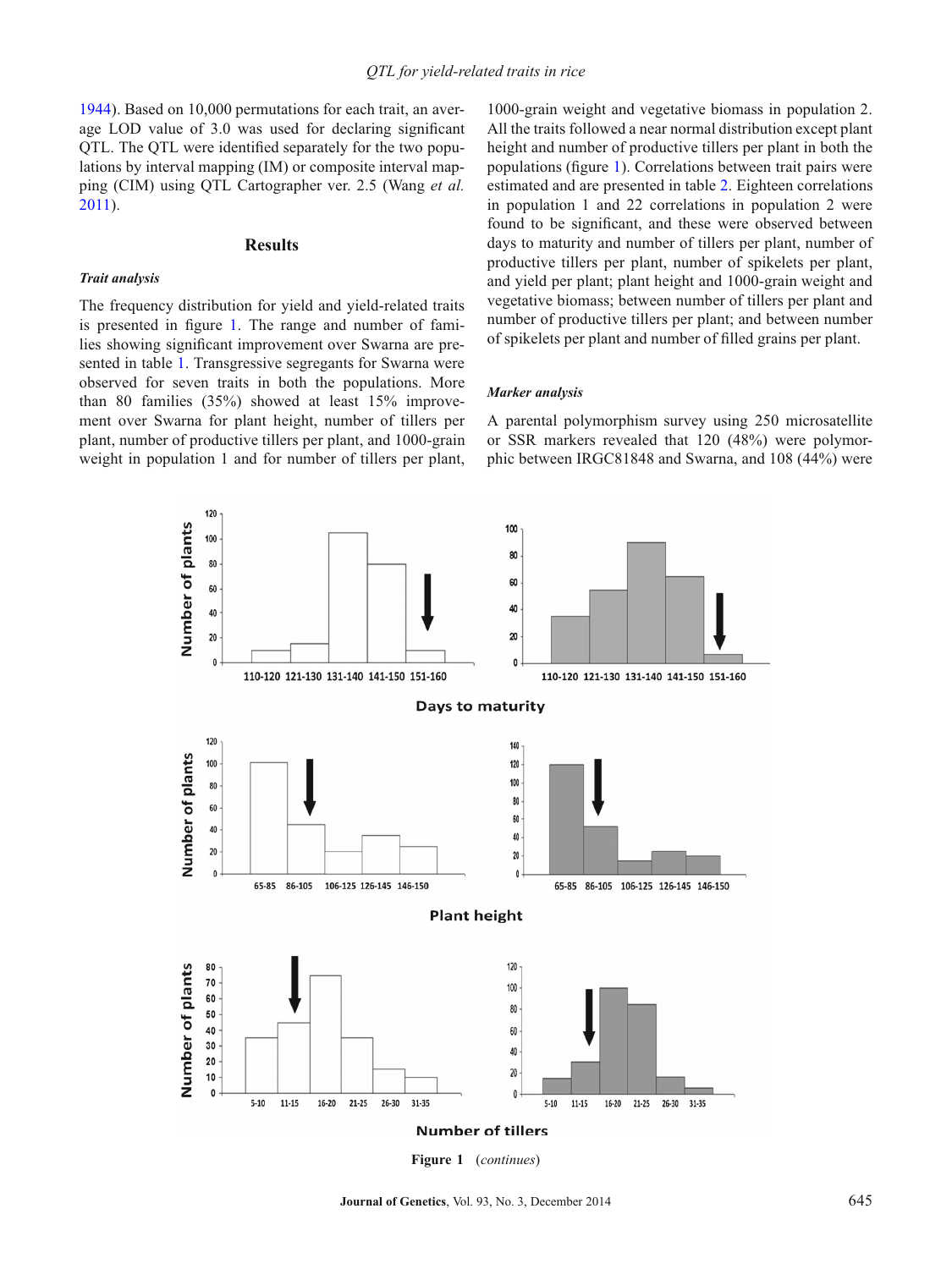1944). Based on 10,000 permutations for each trait, an average LOD value of 3.0 was used for declaring significant QTL. The QTL were identified separately for the two populations by interval mapping (IM) or composite interval mapping (CIM) using QTL Cartographer ver. 2.5 (Wang *et al.* 2011).

## Results

### *Trait analysis*

The frequency distribution for yield and yield-related traits is presented in figure 1. The range and number of families showing significant improvement over Swarna are presented in table 1. Transgressive segregants for Swarna were observed for seven traits in both the populations. More than 80 families (35%) showed at least 15% improvement over Swarna for plant height, number of tillers per plant, number of productive tillers per plant, and 1000-grain weight in population 1 and for number of tillers per plant, 1000-grain weight and vegetative biomass in population 2. All the traits followed a near normal distribution except plant height and number of productive tillers per plant in both the populations (figure 1). Correlations between trait pairs were estimated and are presented in table 2. Eighteen correlations in population 1 and 22 correlations in population 2 were found to be significant, and these were observed between days to maturity and number of tillers per plant, number of productive tillers per plant, number of spikelets per plant, and yield per plant; plant height and 1000-grain weight and vegetative biomass; between number of tillers per plant and number of productive tillers per plant; and between number of spikelets per plant and number of filled grains per plant.

### *Marker analysis*

A parental polymorphism survey using 250 microsatellite or SSR markers revealed that 120 (48%) were polymorphic between IRGC81848 and Swarna, and 108 (44%) were

Figure 1 (*continues*)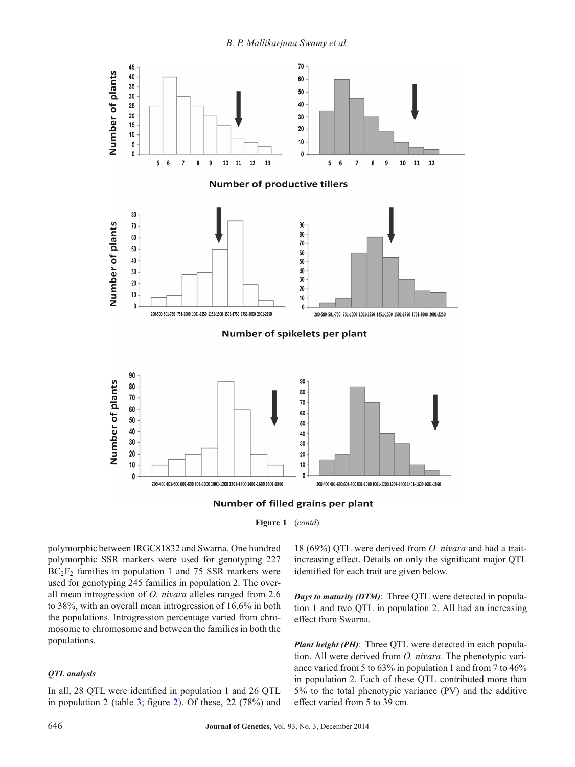**Figure 1** (*contd*)

polymorphic between IRGC81832 and Swarna. One hundred polymorphic SSR markers were used for genotyping 227 $BC_2F_2$ families in population 1 and 75 SSR markers were used for genotyping 245 families in population 2. The overall mean introgression of *O. nivara* alleles ranged from 2.6 to 38%, with an overall mean introgression of 16.6% in both the populations. Introgression percentage varied from chromosome to chromosome and between the families in both the populations.

### *QTL analysis*

In all, 28 QTL were identified in population 1 and 26 QTL in population 2 (table 3; figure 2). Of these, 22 (78%) and 18 (69%) QTL were derived from *O. nivara* and had a trait-increasing effect. Details on only the significant major QTL identified for each trait are given below.

***Days to maturity (DTM)***: Three QTL were detected in population 1 and two QTL in population 2. All had an increasing effect from Swarna.

***Plant height (PH)***: Three QTL were detected in each population. All were derived from *O. nivara*. The phenotypic variance varied from 5 to 63% in population 1 and from 7 to 46% in population 2. Each of these QTL contributed more than 5% to the total phenotypic variance (PV) and the additive effect varied from 5 to 39 cm.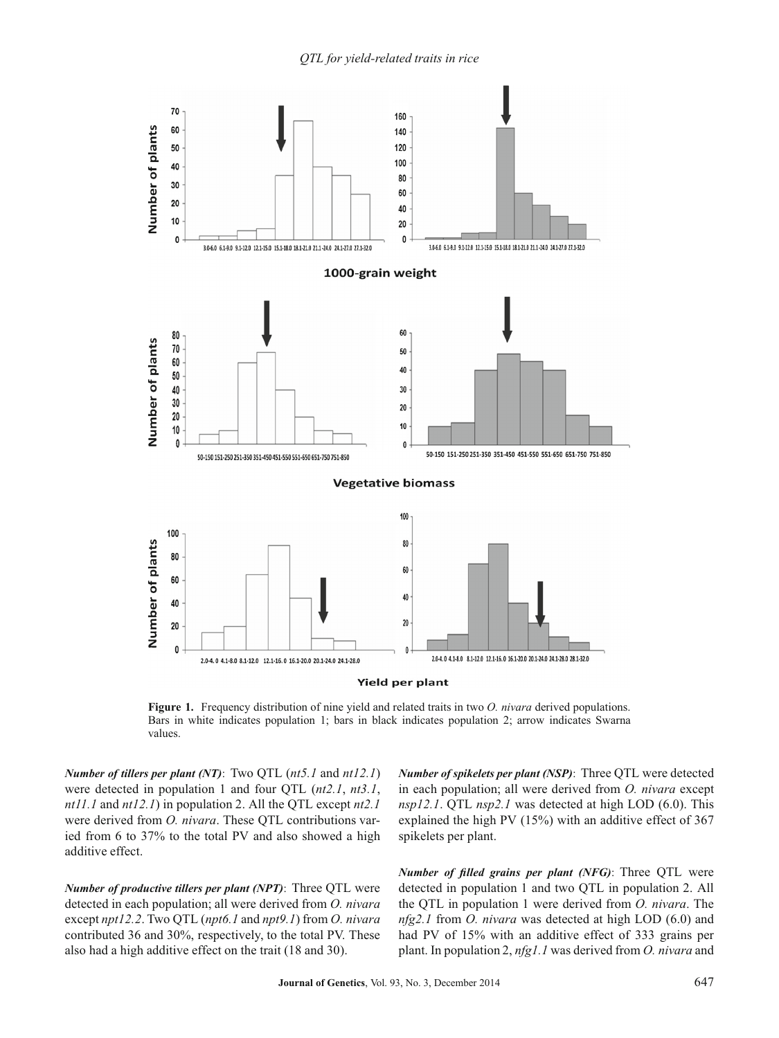**Figure 1.** Frequency distribution of nine yield and related traits in two *O. nivara* derived populations. Bars in white indicates population 1; bars in black indicates population 2; arrow indicates Swarna values.

***Number of tillers per plant (NT)***: Two QTL (*nt5.1* and *nt12.1*) were detected in population 1 and four QTL (*nt2.1*, *nt3.1*, *nt11.1* and *nt12.1*) in population 2. All the QTL except *nt2.1* were derived from *O. nivara*. These QTL contributions varied from 6 to 37% to the total PV and also showed a high additive effect.

***Number of productive tillers per plant (NPT)***: Three QTL were detected in each population; all were derived from *O. nivara* except *npt12.2*. Two QTL (*npt6.1* and *npt9.1*) from *O. nivara* contributed 36 and 30%, respectively, to the total PV. These also had a high additive effect on the trait (18 and 30).

***Number of spikelets per plant (NSP)***: Three QTL were detected in each population; all were derived from *O. nivara* except *nsp12.1*. QTL *nsp2.1* was detected at high LOD (6.0). This explained the high PV (15%) with an additive effect of 367 spikelets per plant.

***Number of filled grains per plant (NFG)***: Three QTL were detected in population 1 and two QTL in population 2. All the QTL in population 1 were derived from *O. nivara*. The *nfg2.1* from *O. nivara* was detected at high LOD (6.0) and had PV of 15% with an additive effect of 333 grains per plant. In population 2, *nfg1.1* was derived from *O. nivara* and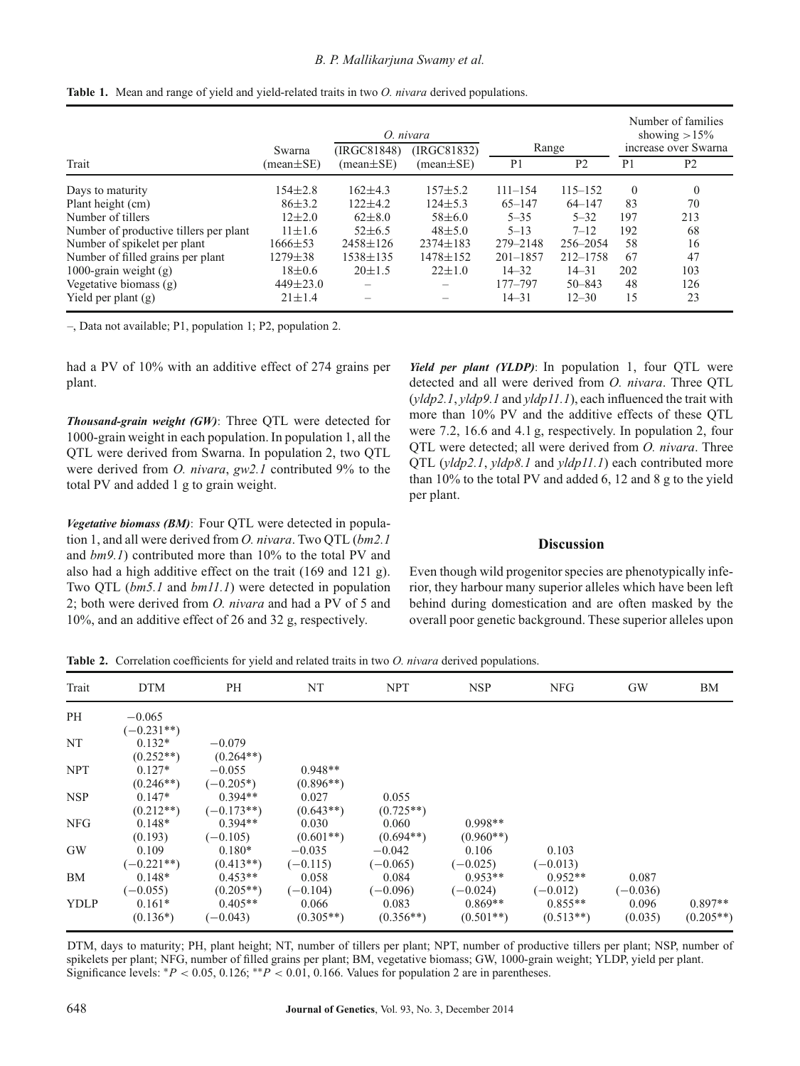**Table 1.** Mean and range of yield and yield-related traits in two *O. nivara* derived populations.

| Trait | Swarna (mean±SE) | *O. nivara* (IRGC81848) (mean±SE) | *O. nivara* (IRGC81832) (mean±SE) | Range P1 | Range P2 | Number of families showing >15% increase over Swarna P1 | Number of families showing >15% increase over Swarna P2 |
|---|---|---|---|---|---|---|---|
| Days to maturity | 154±2.8 | 162±4.3 | 157±5.2 | 111–154 | 115–152 | 0 | 0 |
| Plant height (cm) | 86±3.2 | 122±4.2 | 124±5.3 | 65–147 | 64–147 | 83 | 70 |
| Number of tillers | 12±2.0 | 62±8.0 | 58±6.0 | 5–35 | 5–32 | 197 | 213 |
| Number of productive tillers per plant | 11±1.6 | 52±6.5 | 48±5.0 | 5–13 | 7–12 | 192 | 68 |
| Number of spikelet per plant | 1666±53 | 2458±126 | 2374±183 | 279–2148 | 256–2054 | 58 | 16 |
| Number of filled grains per plant | 1279±38 | 1538±135 | 1478±152 | 201–1857 | 212–1758 | 67 | 47 |
| 1000-grain weight (g) | 18±0.6 | 20±1.5 | 22±1.0 | 14–32 | 14–31 | 202 | 103 |
| Vegetative biomass (g) | 449±23.0 | – | – | 177–797 | 50–843 | 48 | 126 |
| Yield per plant (g) | 21±1.4 | – | – | 14–31 | 12–30 | 15 | 23 |

–, Data not available; P1, population 1; P2, population 2.

had a PV of 10% with an additive effect of 274 grains per plant.

***Thousand-grain weight (GW)***: Three QTL were detected for 1000-grain weight in each population. In population 1, all the QTL were derived from Swarna. In population 2, two QTL were derived from *O. nivara*, *gw2.1* contributed 9% to the total PV and added 1 g to grain weight.

***Vegetative biomass (BM)***: Four QTL were detected in population 1, and all were derived from *O. nivara*. Two QTL (*bm2.1* and *bm9.1*) contributed more than 10% to the total PV and also had a high additive effect on the trait (169 and 121 g). Two QTL (*bm5.1* and *bm11.1*) were detected in population 2; both were derived from *O. nivara* and had a PV of 5 and 10%, and an additive effect of 26 and 32 g, respectively.

***Yield per plant (YLDP)***: In population 1, four QTL were detected and all were derived from *O. nivara*. Three QTL (*yldp2.1*, *yldp9.1* and *yldp11.1*), each influenced the trait with more than 10% PV and the additive effects of these QTL were 7.2, 16.6 and 4.1 g, respectively. In population 2, four QTL were detected; all were derived from *O. nivara*. Three QTL (*yldp2.1*, *yldp8.1* and *yldp11.1*) each contributed more than 10% to the total PV and added 6, 12 and 8 g to the yield per plant.

## Discussion

Even though wild progenitor species are phenotypically inferior, they harbour many superior alleles which have been left behind during domestication and are often masked by the overall poor genetic background. These superior alleles upon

**Table 2.** Correlation coefficients for yield and related traits in two *O. nivara* derived populations.

| Trait | DTM | PH | NT | NPT | NSP | NFG | GW | BM |
|---|---|---|---|---|---|---|---|---|
| PH | −0.065 (−0.231**) | | | | | | | |
| NT | 0.132* (0.252**) | −0.079 (0.264**) | | | | | | |
| NPT | 0.127* (0.246**) | −0.055 (−0.205*) | 0.948** (0.896**) | | | | | |
| NSP | 0.147* (0.212**) | 0.394** (−0.173**) | 0.027 (0.643**) | 0.055 (0.725**) | | | | |
| NFG | 0.148* (0.193) | 0.394** (−0.105) | 0.030 (0.601**) | 0.060 (0.694**) | 0.998** (0.960**) | | | |
| GW | 0.109 (−0.221**) | 0.180* (0.413**) | −0.035 (−0.115) | −0.042 (−0.065) | 0.106 (−0.025) | 0.103 (−0.013) | | |
| BM | 0.148* (−0.055) | 0.453** (0.205**) | 0.058 (−0.104) | 0.084 (−0.096) | 0.953** (−0.024) | 0.952** (−0.012) | 0.087 (−0.036) | |
| YLDP | 0.161* (0.136*) | 0.405** (−0.043) | 0.066 (0.305**) | 0.083 (0.356**) | 0.869** (0.501**) | 0.855** (0.513**) | 0.096 (0.035) | 0.897** (0.205**) |

DTM, days to maturity; PH, plant height; NT, number of tillers per plant; NPT, number of productive tillers per plant; NSP, number of spikelets per plant; NFG, number of filled grains per plant; BM, vegetative biomass; GW, 1000-grain weight; YLDP, yield per plant. Significance levels: *$P < 0.05$, 0.126; **$P < 0.01$, 0.166. Values for population 2 are in parentheses.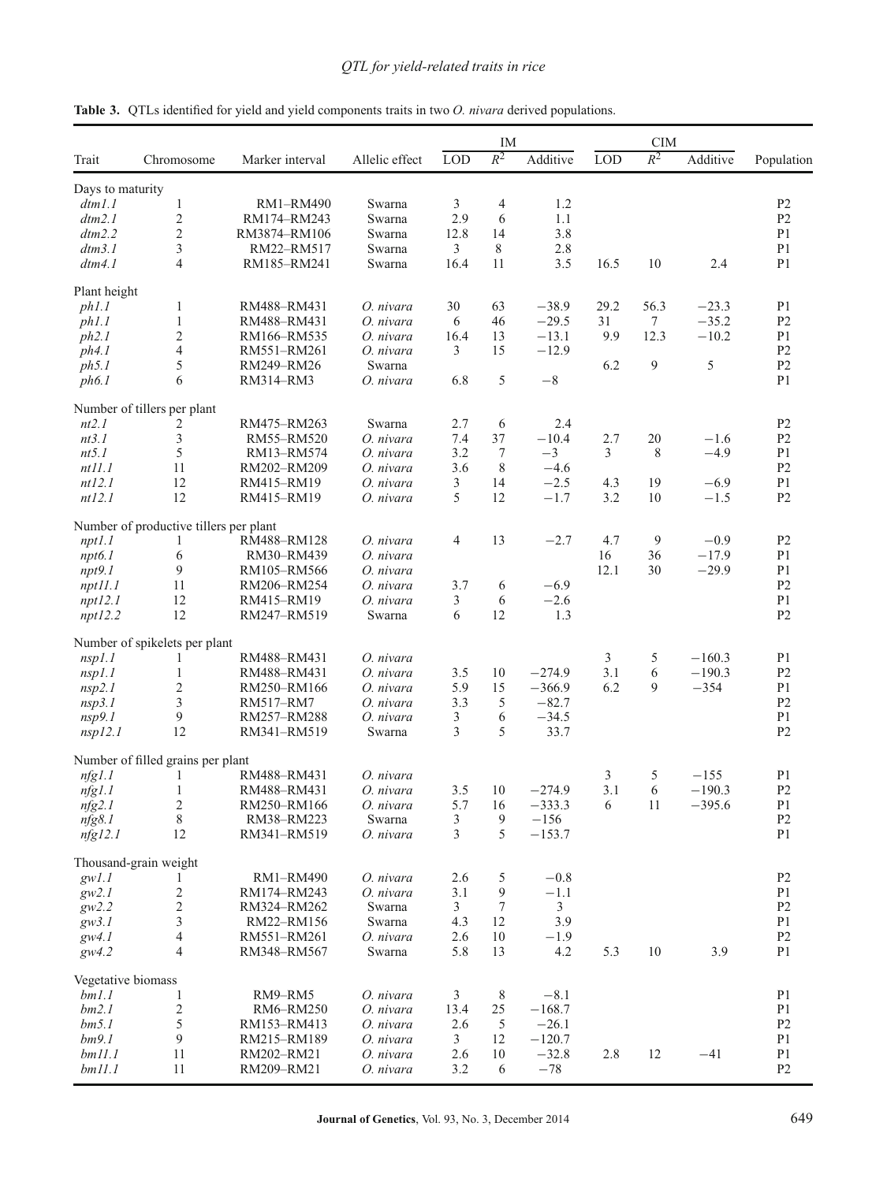**Table 3.** QTLs identified for yield and yield components traits in two *O. nivara* derived populations.

| Trait | Chromosome | Marker interval | Allelic effect | IM | | | CIM | | | Population |
|---|---|---|---|---|---|---|---|---|---|---|
| | | | | LOD | $R^2$ | Additive | LOD | $R^2$ | Additive | |
| Days to maturity | | | | | | | | | | |
| *dtm1.1* | 1 | RM1–RM490 | Swarna | 3 | 4 | 1.2 | | | | P2 |
| *dtm2.1* | 2 | RM174–RM243 | Swarna | 2.9 | 6 | 1.1 | | | | P2 |
| *dtm2.2* | 2 | RM3874–RM106 | Swarna | 12.8 | 14 | 3.8 | | | | P1 |
| *dtm3.1* | 3 | RM22–RM517 | Swarna | 3 | 8 | 2.8 | | | | P1 |
| *dtm4.1* | 4 | RM185–RM241 | Swarna | 16.4 | 11 | 3.5 | 16.5 | 10 | 2.4 | P1 |
| Plant height | | | | | | | | | | |
| *ph1.1* | 1 | RM488–RM431 | *O. nivara* | 30 | 63 | −38.9 | 29.2 | 56.3 | −23.3 | P1 |
| *ph1.1* | 1 | RM488–RM431 | *O. nivara* | 6 | 46 | −29.5 | 31 | 7 | −35.2 | P2 |
| *ph2.1* | 2 | RM166–RM535 | *O. nivara* | 16.4 | 13 | −13.1 | 9.9 | 12.3 | −10.2 | P1 |
| *ph4.1* | 4 | RM551–RM261 | *O. nivara* | 3 | 15 | −12.9 | | | | P2 |
| *ph5.1* | 5 | RM249–RM26 | Swarna | | | | 6.2 | 9 | 5 | P2 |
| *ph6.1* | 6 | RM314–RM3 | *O. nivara* | 6.8 | 5 | −8 | | | | P1 |
| Number of tillers per plant | | | | | | | | | | |
| *nt2.1* | 2 | RM475–RM263 | Swarna | 2.7 | 6 | 2.4 | | | | P2 |
| *nt3.1* | 3 | RM55–RM520 | *O. nivara* | 7.4 | 37 | −10.4 | 2.7 | 20 | −1.6 | P2 |
| *nt5.1* | 5 | RM13–RM574 | *O. nivara* | 3.2 | 7 | −3 | 3 | 8 | −4.9 | P1 |
| *nt11.1* | 11 | RM202–RM209 | *O. nivara* | 3.6 | 8 | −4.6 | | | | P2 |
| *nt12.1* | 12 | RM415–RM19 | *O. nivara* | 3 | 14 | −2.5 | 4.3 | 19 | −6.9 | P1 |
| *nt12.1* | 12 | RM415–RM19 | *O. nivara* | 5 | 12 | −1.7 | 3.2 | 10 | −1.5 | P2 |
| Number of productive tillers per plant | | | | | | | | | | |
| *npt1.1* | 1 | RM488–RM128 | *O. nivara* | 4 | 13 | −2.7 | 4.7 | 9 | −0.9 | P2 |
| *npt6.1* | 6 | RM30–RM439 | *O. nivara* | | | | 16 | 36 | −17.9 | P1 |
| *npt9.1* | 9 | RM105–RM566 | *O. nivara* | | | | 12.1 | 30 | −29.9 | P1 |
| *npt11.1* | 11 | RM206–RM254 | *O. nivara* | 3.7 | 6 | −6.9 | | | | P2 |
| *npt12.1* | 12 | RM415–RM19 | *O. nivara* | 3 | 6 | −2.6 | | | | P1 |
| *npt12.2* | 12 | RM247–RM519 | Swarna | 6 | 12 | 1.3 | | | | P2 |
| Number of spikelets per plant | | | | | | | | | | |
| *nsp1.1* | 1 | RM488–RM431 | *O. nivara* | | | | 3 | 5 | −160.3 | P1 |
| *nsp1.1* | 1 | RM488–RM431 | *O. nivara* | 3.5 | 10 | −274.9 | 3.1 | 6 | −190.3 | P2 |
| *nsp2.1* | 2 | RM250–RM166 | *O. nivara* | 5.9 | 15 | −366.9 | 6.2 | 9 | −354 | P1 |
| *nsp3.1* | 3 | RM517–RM7 | *O. nivara* | 3.3 | 5 | −82.7 | | | | P2 |
| *nsp9.1* | 9 | RM257–RM288 | *O. nivara* | 3 | 6 | −34.5 | | | | P1 |
| *nsp12.1* | 12 | RM341–RM519 | Swarna | 3 | 5 | 33.7 | | | | P2 |
| Number of filled grains per plant | | | | | | | | | | |
| *nfg1.1* | 1 | RM488–RM431 | *O. nivara* | | | | 3 | 5 | −155 | P1 |
| *nfg1.1* | 1 | RM488–RM431 | *O. nivara* | 3.5 | 10 | −274.9 | 3.1 | 6 | −190.3 | P2 |
| *nfg2.1* | 2 | RM250–RM166 | *O. nivara* | 5.7 | 16 | −333.3 | 6 | 11 | −395.6 | P1 |
| *nfg8.1* | 8 | RM38–RM223 | Swarna | 3 | 9 | −156 | | | | P2 |
| *nfg12.1* | 12 | RM341–RM519 | *O. nivara* | 3 | 5 | −153.7 | | | | P1 |
| Thousand-grain weight | | | | | | | | | | |
| *gw1.1* | 1 | RM1–RM490 | *O. nivara* | 2.6 | 5 | −0.8 | | | | P2 |
| *gw2.1* | 2 | RM174–RM243 | *O. nivara* | 3.1 | 9 | −1.1 | | | | P1 |
| *gw2.2* | 2 | RM324–RM262 | Swarna | 3 | 7 | 3 | | | | P2 |
| *gw3.1* | 3 | RM22–RM156 | Swarna | 4.3 | 12 | 3.9 | | | | P1 |
| *gw4.1* | 4 | RM551–RM261 | *O. nivara* | 2.6 | 10 | −1.9 | | | | P2 |
| *gw4.2* | 4 | RM348–RM567 | Swarna | 5.8 | 13 | 4.2 | 5.3 | 10 | 3.9 | P1 |
| Vegetative biomass | | | | | | | | | | |
| *bm1.1* | 1 | RM9–RM5 | *O. nivara* | 3 | 8 | −8.1 | | | | P1 |
| *bm2.1* | 2 | RM6–RM250 | *O. nivara* | 13.4 | 25 | −168.7 | | | | P1 |
| *bm5.1* | 5 | RM153–RM413 | *O. nivara* | 2.6 | 5 | −26.1 | | | | P2 |
| *bm9.1* | 9 | RM215–RM189 | *O. nivara* | 3 | 12 | −120.7 | | | | P1 |
| *bm11.1* | 11 | RM202–RM21 | *O. nivara* | 2.6 | 10 | −32.8 | 2.8 | 12 | −41 | P1 |
| *bm11.1* | 11 | RM209–RM21 | *O. nivara* | 3.2 | 6 | −78 | | | | P2 |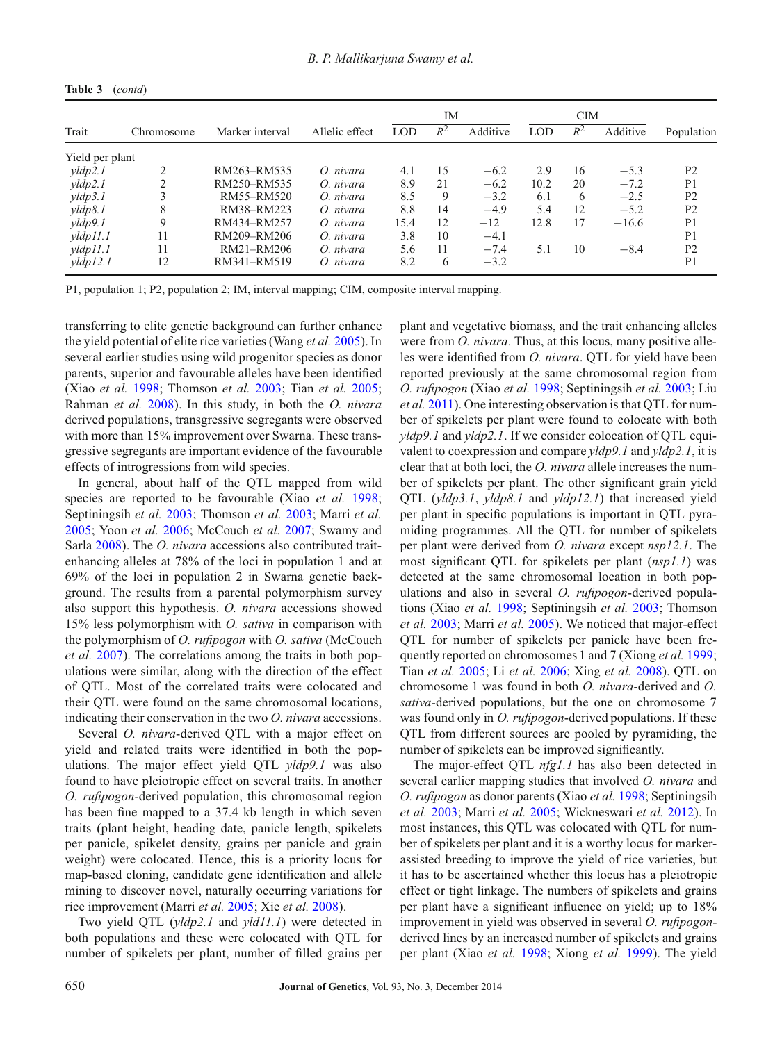**Table 3** (*contd*)

| Trait | Chromosome | Marker interval | Allelic effect | IM | | | CIM | | | Population |
|---|---|---|---|---|---|---|---|---|---|---|
| | | | | LOD | $R^2$ | Additive | LOD | $R^2$ | Additive | |
| Yield per plant | | | | | | | | | | |
| *yldp2.1* | 2 | RM263–RM535 | *O. nivara* | 4.1 | 15 | −6.2 | 2.9 | 16 | −5.3 | P2 |
| *yldp2.1* | 2 | RM250–RM535 | *O. nivara* | 8.9 | 21 | −6.2 | 10.2 | 20 | −7.2 | P1 |
| *yldp3.1* | 3 | RM55–RM520 | *O. nivara* | 8.5 | 9 | −3.2 | 6.1 | 6 | −2.5 | P2 |
| *yldp8.1* | 8 | RM38–RM223 | *O. nivara* | 8.8 | 14 | −4.9 | 5.4 | 12 | −5.2 | P2 |
| *yldp9.1* | 9 | RM434–RM257 | *O. nivara* | 15.4 | 12 | −12 | 12.8 | 17 | −16.6 | P1 |
| *yldp11.1* | 11 | RM209–RM206 | *O. nivara* | 3.8 | 10 | −4.1 | | | | P1 |
| *yldp11.1* | 11 | RM21–RM206 | *O. nivara* | 5.6 | 11 | −7.4 | 5.1 | 10 | −8.4 | P2 |
| *yldp12.1* | 12 | RM341–RM519 | *O. nivara* | 8.2 | 6 | −3.2 | | | | P1 |

P1, population 1; P2, population 2; IM, interval mapping; CIM, composite interval mapping.

transferring to elite genetic background can further enhance the yield potential of elite rice varieties (Wang *et al.* 2005). In several earlier studies using wild progenitor species as donor parents, superior and favourable alleles have been identified (Xiao *et al.* 1998; Thomson *et al.* 2003; Tian *et al.* 2005; Rahman *et al.* 2008). In this study, in both the *O. nivara* derived populations, transgressive segregants were observed with more than 15% improvement over Swarna. These transgressive segregants are important evidence of the favourable effects of introgressions from wild species.

In general, about half of the QTL mapped from wild species are reported to be favourable (Xiao *et al.* 1998; Septiningsih *et al.* 2003; Thomson *et al.* 2003; Marri *et al.* 2005; Yoon *et al.* 2006; McCouch *et al.* 2007; Swamy and Sarla 2008). The *O. nivara* accessions also contributed trait-enhancing alleles at 78% of the loci in population 1 and at 69% of the loci in population 2 in Swarna genetic background. The results from a parental polymorphism survey also support this hypothesis. *O. nivara* accessions showed 15% less polymorphism with *O. sativa* in comparison with the polymorphism of *O. rufipogon* with *O. sativa* (McCouch *et al.* 2007). The correlations among the traits in both populations were similar, along with the direction of the effect of QTL. Most of the correlated traits were colocated and their QTL were found on the same chromosomal locations, indicating their conservation in the two *O. nivara* accessions.

Several *O. nivara*-derived QTL with a major effect on yield and related traits were identified in both the populations. The major effect yield QTL *yldp9.1* was also found to have pleiotropic effect on several traits. In another *O. rufipogon*-derived population, this chromosomal region has been fine mapped to a 37.4 kb length in which seven traits (plant height, heading date, panicle length, spikelets per panicle, spikelet density, grains per panicle and grain weight) were colocated. Hence, this is a priority locus for map-based cloning, candidate gene identification and allele mining to discover novel, naturally occurring variations for rice improvement (Marri *et al.* 2005; Xie *et al.* 2008).

Two yield QTL (*yldp2.1* and *yld11.1*) were detected in both populations and these were colocated with QTL for number of spikelets per plant, number of filled grains per plant and vegetative biomass, and the trait enhancing alleles were from *O. nivara*. Thus, at this locus, many positive alleles were identified from *O. nivara*. QTL for yield have been reported previously at the same chromosomal region from *O. rufipogon* (Xiao *et al.* 1998; Septiningsih *et al.* 2003; Liu *et al.* 2011). One interesting observation is that QTL for number of spikelets per plant were found to colocate with both *yldp9.1* and *yldp2.1*. If we consider colocation of QTL equivalent to coexpression and compare *yldp9.1* and *yldp2.1*, it is clear that at both loci, the *O. nivara* allele increases the number of spikelets per plant. The other significant grain yield QTL (*yldp3.1*, *yldp8.1* and *yldp12.1*) that increased yield per plant in specific populations is important in QTL pyramiding programmes. All the QTL for number of spikelets per plant were derived from *O. nivara* except *nsp12.1*. The most significant QTL for spikelets per plant (*nsp1.1*) was detected at the same chromosomal location in both populations and also in several *O. rufipogon*-derived populations (Xiao *et al.* 1998; Septiningsih *et al.* 2003; Thomson *et al.* 2003; Marri *et al.* 2005). We noticed that major-effect QTL for number of spikelets per panicle have been frequently reported on chromosomes 1 and 7 (Xiong *et al.* 1999; Tian *et al.* 2005; Li *et al.* 2006; Xing *et al.* 2008). QTL on chromosome 1 was found in both *O. nivara*-derived and *O. sativa*-derived populations, but the one on chromosome 7 was found only in *O. rufipogon*-derived populations. If these QTL from different sources are pooled by pyramiding, the number of spikelets can be improved significantly.

The major-effect QTL *nfg1.1* has also been detected in several earlier mapping studies that involved *O. nivara* and *O. rufipogon* as donor parents (Xiao *et al.* 1998; Septiningsih *et al.* 2003; Marri *et al.* 2005; Wickneswari *et al.* 2012). In most instances, this QTL was colocated with QTL for number of spikelets per plant and it is a worthy locus for marker-assisted breeding to improve the yield of rice varieties, but it has to be ascertained whether this locus has a pleiotropic effect or tight linkage. The numbers of spikelets and grains per plant have a significant influence on yield; up to 18% improvement in yield was observed in several *O. rufipogon*-derived lines by an increased number of spikelets and grains per plant (Xiao *et al.* 1998; Xiong *et al.* 1999). The yield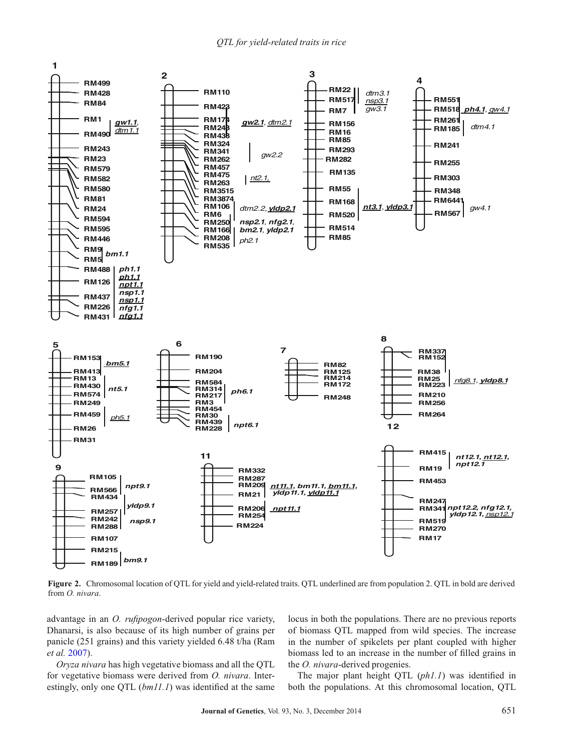**Figure 2.** Chromosomal location of QTL for yield and yield-related traits. QTL underlined are from population 2. QTL in bold are derived from *O. nivara*.

advantage in an *O. rufipogon*-derived popular rice variety, Dhanarsi, is also because of its high number of grains per panicle (251 grains) and this variety yielded 6.48 t/ha (Ram *et al.* 2007).

*Oryza nivara* has high vegetative biomass and all the QTL for vegetative biomass were derived from *O. nivara*. Interestingly, only one QTL (*bm11.1*) was identified at the same locus in both the populations. There are no previous reports of biomass QTL mapped from wild species. The increase in the number of spikelets per plant coupled with higher biomass led to an increase in the number of filled grains in the *O. nivara*-derived progenies.

The major plant height QTL (*ph1.1*) was identified in both the populations. At this chromosomal location, QTL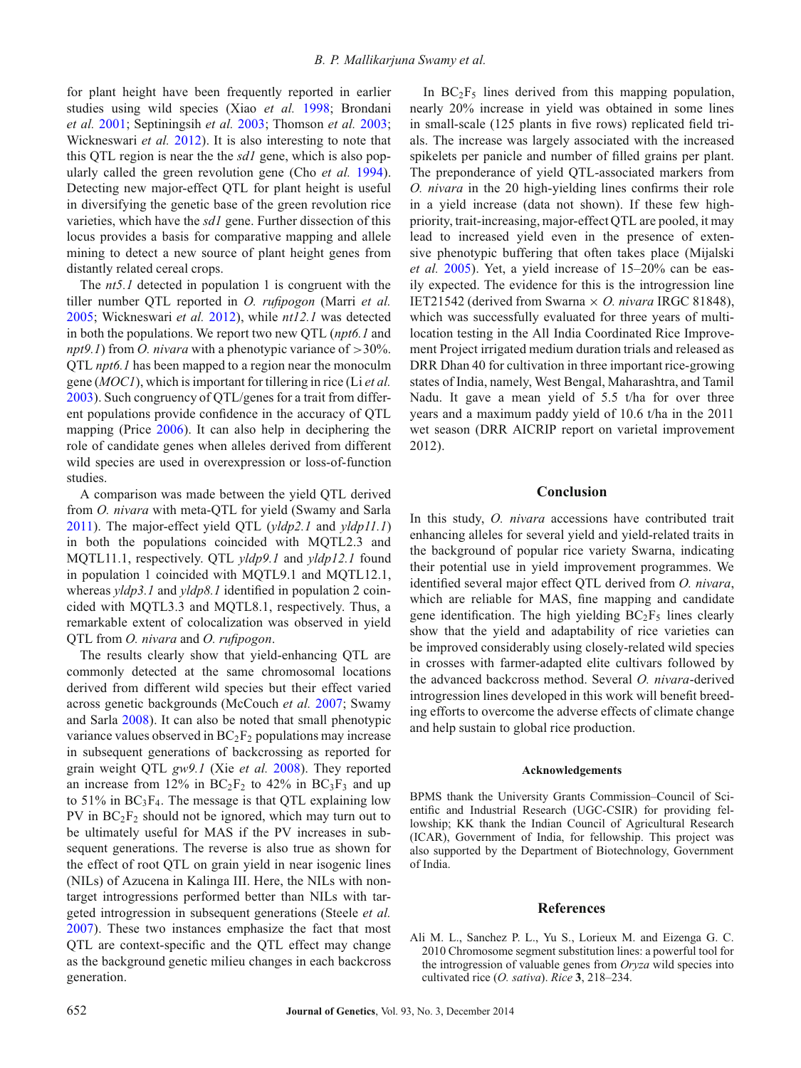for plant height have been frequently reported in earlier studies using wild species (Xiao *et al.* 1998; Brondani *et al.* 2001; Septiningsih *et al.* 2003; Thomson *et al.* 2003; Wickneswari *et al.* 2012). It is also interesting to note that this QTL region is near the the *sd1* gene, which is also popularly called the green revolution gene (Cho *et al.* 1994). Detecting new major-effect QTL for plant height is useful in diversifying the genetic base of the green revolution rice varieties, which have the *sd1* gene. Further dissection of this locus provides a basis for comparative mapping and allele mining to detect a new source of plant height genes from distantly related cereal crops.

The *nt5.1* detected in population 1 is congruent with the tiller number QTL reported in *O. rufipogon* (Marri *et al.* 2005; Wickneswari *et al.* 2012), while *nt12.1* was detected in both the populations. We report two new QTL (*npt6.1* and *npt9.1*) from *O. nivara* with a phenotypic variance of >30%. QTL *npt6.1* has been mapped to a region near the monoculm gene (*MOC1*), which is important for tillering in rice (Li *et al.* 2003). Such congruency of QTL/genes for a trait from different populations provide confidence in the accuracy of QTL mapping (Price 2006). It can also help in deciphering the role of candidate genes when alleles derived from different wild species are used in overexpression or loss-of-function studies.

A comparison was made between the yield QTL derived from *O. nivara* with meta-QTL for yield (Swamy and Sarla 2011). The major-effect yield QTL (*yldp2.1* and *yldp11.1*) in both the populations coincided with MQTL2.3 and MQTL11.1, respectively. QTL *yldp9.1* and *yldp12.1* found in population 1 coincided with MQTL9.1 and MQTL12.1, whereas *yldp3.1* and *yldp8.1* identified in population 2 coincided with MQTL3.3 and MQTL8.1, respectively. Thus, a remarkable extent of colocalization was observed in yield QTL from *O. nivara* and *O. rufipogon*.

The results clearly show that yield-enhancing QTL are commonly detected at the same chromosomal locations derived from different wild species but their effect varied across genetic backgrounds (McCouch *et al.* 2007; Swamy and Sarla 2008). It can also be noted that small phenotypic variance values observed in $BC_2F_2$ populations may increase in subsequent generations of backcrossing as reported for grain weight QTL *gw9.1* (Xie *et al.* 2008). They reported an increase from 12% in $BC_2F_2$ to 42% in $BC_3F_3$ and up to 51% in $BC_3F_4$. The message is that QTL explaining low PV in $BC_2F_2$ should not be ignored, which may turn out to be ultimately useful for MAS if the PV increases in subsequent generations. The reverse is also true as shown for the effect of root QTL on grain yield in near isogenic lines (NILs) of Azucena in Kalinga III. Here, the NILs with non-target introgressions performed better than NILs with targeted introgression in subsequent generations (Steele *et al.* 2007). These two instances emphasize the fact that most QTL are context-specific and the QTL effect may change as the background genetic milieu changes in each backcross generation.

In $BC_2F_5$ lines derived from this mapping population, nearly 20% increase in yield was obtained in some lines in small-scale (125 plants in five rows) replicated field trials. The increase was largely associated with the increased spikelets per panicle and number of filled grains per plant. The preponderance of yield QTL-associated markers from *O. nivara* in the 20 high-yielding lines confirms their role in a yield increase (data not shown). If these few high-priority, trait-increasing, major-effect QTL are pooled, it may lead to increased yield even in the presence of extensive phenotypic buffering that often takes place (Mijalski *et al.* 2005). Yet, a yield increase of 15–20% can be easily expected. The evidence for this is the introgression line IET21542 (derived from Swarna × *O. nivara* IRGC 81848), which was successfully evaluated for three years of multilocation testing in the All India Coordinated Rice Improvement Project irrigated medium duration trials and released as DRR Dhan 40 for cultivation in three important rice-growing states of India, namely, West Bengal, Maharashtra, and Tamil Nadu. It gave a mean yield of 5.5 t/ha for over three years and a maximum paddy yield of 10.6 t/ha in the 2011 wet season (DRR AICRIP report on varietal improvement 2012).

## Conclusion

In this study, *O. nivara* accessions have contributed trait enhancing alleles for several yield and yield-related traits in the background of popular rice variety Swarna, indicating their potential use in yield improvement programmes. We identified several major effect QTL derived from *O. nivara*, which are reliable for MAS, fine mapping and candidate gene identification. The high yielding $BC_2F_5$ lines clearly show that the yield and adaptability of rice varieties can be improved considerably using closely-related wild species in crosses with farmer-adapted elite cultivars followed by the advanced backcross method. Several *O. nivara*-derived introgression lines developed in this work will benefit breeding efforts to overcome the adverse effects of climate change and help sustain to global rice production.

#### Acknowledgements

BPMS thank the University Grants Commission–Council of Scientific and Industrial Research (UGC-CSIR) for providing fellowship; KK thank the Indian Council of Agricultural Research (ICAR), Government of India, for fellowship. This project was also supported by the Department of Biotechnology, Government of India.

## References

Ali M. L., Sanchez P. L., Yu S., Lorieux M. and Eizenga G. C. 2010 Chromosome segment substitution lines: a powerful tool for the introgression of valuable genes from *Oryza* wild species into cultivated rice (*O. sativa*). *Rice* **3**, 218–234.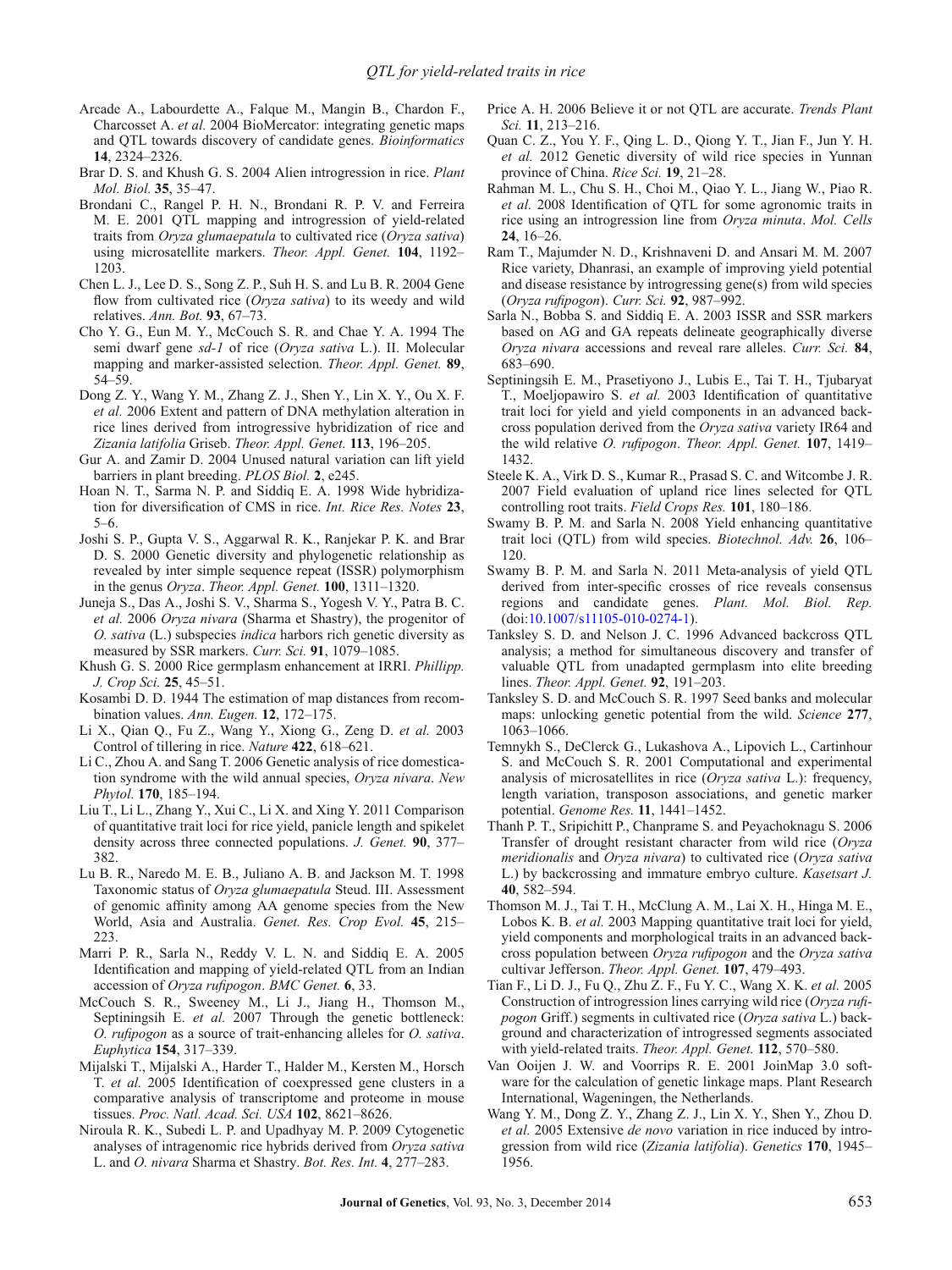Arcade A., Labourdette A., Falque M., Mangin B., Chardon F., Charcosset A. *et al.* 2004 BioMercator: integrating genetic maps and QTL towards discovery of candidate genes. *Bioinformatics* **14**, 2324–2326.

Brar D. S. and Khush G. S. 2004 Alien introgression in rice. *Plant Mol. Biol.* **35**, 35–47.

Brondani C., Rangel P. H. N., Brondani R. P. V. and Ferreira M. E. 2001 QTL mapping and introgression of yield-related traits from *Oryza glumaepatula* to cultivated rice (*Oryza sativa*) using microsatellite markers. *Theor. Appl. Genet.* **104**, 1192–1203.

Chen L. J., Lee D. S., Song Z. P., Suh H. S. and Lu B. R. 2004 Gene flow from cultivated rice (*Oryza sativa*) to its weedy and wild relatives. *Ann. Bot.* **93**, 67–73.

Cho Y. G., Eun M. Y., McCouch S. R. and Chae Y. A. 1994 The semi dwarf gene *sd-1* of rice (*Oryza sativa* L.). II. Molecular mapping and marker-assisted selection. *Theor. Appl. Genet.* **89**, 54–59.

Dong Z. Y., Wang Y. M., Zhang Z. J., Shen Y., Lin X. Y., Ou X. F. *et al.* 2006 Extent and pattern of DNA methylation alteration in rice lines derived from introgressive hybridization of rice and *Zizania latifolia* Griseb. *Theor. Appl. Genet.* **113**, 196–205.

Gur A. and Zamir D. 2004 Unused natural variation can lift yield barriers in plant breeding. *PLOS Biol.* **2**, e245.

Hoan N. T., Sarma N. P. and Siddiq E. A. 1998 Wide hybridization for diversification of CMS in rice. *Int. Rice Res. Notes* **23**, 5–6.

Joshi S. P., Gupta V. S., Aggarwal R. K., Ranjekar P. K. and Brar D. S. 2000 Genetic diversity and phylogenetic relationship as revealed by inter simple sequence repeat (ISSR) polymorphism in the genus *Oryza*. *Theor. Appl. Genet.* **100**, 1311–1320.

Juneja S., Das A., Joshi S. V., Sharma S., Yogesh V. Y., Patra B. C. *et al.* 2006 *Oryza nivara* (Sharma et Shastry), the progenitor of *O. sativa* (L.) subspecies *indica* harbors rich genetic diversity as measured by SSR markers. *Curr. Sci.* **91**, 1079–1085.

Khush G. S. 2000 Rice germplasm enhancement at IRRI. *Phillipp. J. Crop Sci.* **25**, 45–51.

Kosambi D. D. 1944 The estimation of map distances from recombination values. *Ann. Eugen.* **12**, 172–175.

Li X., Qian Q., Fu Z., Wang Y., Xiong G., Zeng D. *et al.* 2003 Control of tillering in rice. *Nature* **422**, 618–621.

Li C., Zhou A. and Sang T. 2006 Genetic analysis of rice domestication syndrome with the wild annual species, *Oryza nivara*. *New Phytol.* **170**, 185–194.

Liu T., Li L., Zhang Y., Xu C., Li X. and Xing Y. 2011 Comparison of quantitative trait loci for rice yield, panicle length and spikelet density across three connected populations. *J. Genet.* **90**, 377–382.

Lu B. R., Naredo M. E. B., Juliano A. B. and Jackson M. T. 1998 Taxonomic status of *Oryza glumaepatula* Steud. III. Assessment of genomic affinity among AA genome species from the New World, Asia and Australia. *Genet. Res. Crop Evol.* **45**, 215–223.

Marri P. R., Sarla N., Reddy V. L. N. and Siddiq E. A. 2005 Identification and mapping of yield-related QTL from an Indian accession of *Oryza rufipogon*. *BMC Genet.* **6**, 33.

McCouch S. R., Sweeney M., Li J., Jiang H., Thomson M., Septiningsih E. *et al.* 2007 Through the genetic bottleneck: *O. rufipogon* as a source of trait-enhancing alleles for *O. sativa*. *Euphytica* **154**, 317–339.

Mijalski T., Mijalski A., Harder T., Halder M., Kersten M., Horsch T. *et al.* 2005 Identification of coexpressed gene clusters in a comparative analysis of transcriptome and proteome in mouse tissues. *Proc. Natl. Acad. Sci. USA* **102**, 8621–8626.

Niroula R. K., Subedi L. P. and Upadhyay M. P. 2009 Cytogenetic analyses of intragenomic rice hybrids derived from *Oryza sativa* L. and *O. nivara* Sharma et Shastry. *Bot. Res. Int.* **4**, 277–283.

Price A. H. 2006 Believe it or not QTL are accurate. *Trends Plant Sci.* **11**, 213–216.

Quan C. Z., You Y. F., Qing L. D., Qiong Y. T., Jian F., Jun Y. H. *et al.* 2012 Genetic diversity of wild rice species in Yunnan province of China. *Rice Sci.* **19**, 21–28.

Rahman M. L., Chu S. H., Choi M., Qiao Y. L., Jiang W., Piao R. *et al.* 2008 Identification of QTL for some agronomic traits in rice using an introgression line from *Oryza minuta*. *Mol. Cells* **24**, 16–26.

Ram T., Majumder N. D., Krishnaveni D. and Ansari M. M. 2007 Rice variety, Dhanrasi, an example of improving yield potential and disease resistance by introgressing gene(s) from wild species (*Oryza rufipogon*). *Curr. Sci.* **92**, 987–992.

Sarla N., Bobba S. and Siddiq E. A. 2003 ISSR and SSR markers based on AG and GA repeats delineate geographically diverse *Oryza nivara* accessions and reveal rare alleles. *Curr. Sci.* **84**, 683–690.

Septiningsih E. M., Prasetiyono J., Lubis E., Tai T. H., Tjubaryat T., Moeljopawiro S. *et al.* 2003 Identification of quantitative trait loci for yield and yield components in an advanced backcross population derived from the *Oryza sativa* variety IR64 and the wild relative *O. rufipogon*. *Theor. Appl. Genet.* **107**, 1419–1432.

Steele K. A., Virk D. S., Kumar R., Prasad S. C. and Witcombe J. R. 2007 Field evaluation of upland rice lines selected for QTL controlling root traits. *Field Crops Res.* **101**, 180–186.

Swamy B. P. M. and Sarla N. 2008 Yield enhancing quantitative trait loci (QTL) from wild species. *Biotechnol. Adv.* **26**, 106–120.

Swamy B. P. M. and Sarla N. 2011 Meta-analysis of yield QTL derived from inter-specific crosses of rice reveals consensus regions and candidate genes. *Plant. Mol. Biol. Rep.* (doi:10.1007/s11105-010-0274-1).

Tanksley S. D. and Nelson J. C. 1996 Advanced backcross QTL analysis; a method for simultaneous discovery and transfer of valuable QTL from unadapted germplasm into elite breeding lines. *Theor. Appl. Genet.* **92**, 191–203.

Tanksley S. D. and McCouch S. R. 1997 Seed banks and molecular maps: unlocking genetic potential from the wild. *Science* **277**, 1063–1066.

Temnykh S., DeClerck G., Lukashova A., Lipovich L., Cartinhour S. and McCouch S. R. 2001 Computational and experimental analysis of microsatellites in rice (*Oryza sativa* L.): frequency, length variation, transposon associations, and genetic marker potential. *Genome Res.* **11**, 1441–1452.

Thanh P. T., Sripichitt P., Chanprame S. and Peyachoknagu S. 2006 Transfer of drought resistant character from wild rice (*Oryza meridionalis* and *Oryza nivara*) to cultivated rice (*Oryza sativa* L.) by backcrossing and immature embryo culture. *Kasetsart J.* **40**, 582–594.

Thomson M. J., Tai T. H., McClung A. M., Lai X. H., Hinga M. E., Lobos K. B. *et al.* 2003 Mapping quantitative trait loci for yield, yield components and morphological traits in an advanced backcross population between *Oryza rufipogon* and the *Oryza sativa* cultivar Jefferson. *Theor. Appl. Genet.* **107**, 479–493.

Tian F., Li D. J., Fu Q., Zhu Z. F., Fu Y. C., Wang X. K. *et al.* 2005 Construction of introgression lines carrying wild rice (*Oryza rufipogon* Griff.) segments in cultivated rice (*Oryza sativa* L.) background and characterization of introgressed segments associated with yield-related traits. *Theor. Appl. Genet.* **112**, 570–580.

Van Ooijen J. W. and Voorrips R. E. 2001 JoinMap 3.0 software for the calculation of genetic linkage maps. Plant Research International, Wageningen, the Netherlands.

Wang Y. M., Dong Z. Y., Zhang Z. J., Lin X. Y., Shen Y., Zhou D. *et al.* 2005 Extensive *de novo* variation in rice induced by introgression from wild rice (*Zizania latifolia*). *Genetics* **170**, 1945–1956.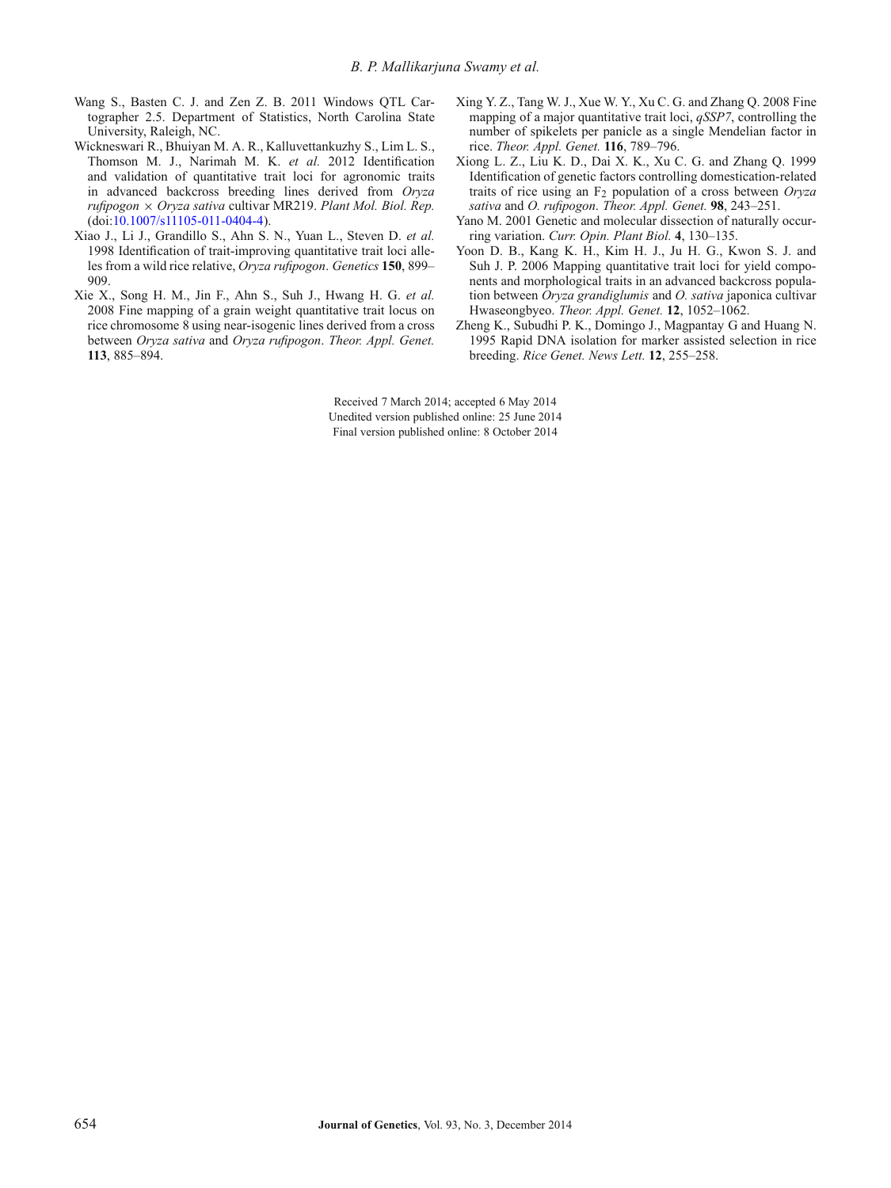Wang S., Basten C. J. and Zen Z. B. 2011 Windows QTL Cartographer 2.5. Department of Statistics, North Carolina State University, Raleigh, NC.

Wickneswari R., Bhuiyan M. A. R., Kalluvettankuzhy S., Lim L. S., Thomson M. J., Narimah M. K. *et al.* 2012 Identification and validation of quantitative trait loci for agronomic traits in advanced backcross breeding lines derived from *Oryza rufipogon* × *Oryza sativa* cultivar MR219. *Plant Mol. Biol. Rep.* (doi:10.1007/s11105-011-0404-4).

Xiao J., Li J., Grandillo S., Ahn S. N., Yuan L., Steven D. *et al.* 1998 Identification of trait-improving quantitative trait loci alleles from a wild rice relative, *Oryza rufipogon*. *Genetics* **150**, 899–909.

Xie X., Song H. M., Jin F., Ahn S., Suh J., Hwang H. G. *et al.* 2008 Fine mapping of a grain weight quantitative trait locus on rice chromosome 8 using near-isogenic lines derived from a cross between *Oryza sativa* and *Oryza rufipogon*. *Theor. Appl. Genet.* **113**, 885–894.

Xing Y. Z., Tang W. J., Xue W. Y., Xu C. G. and Zhang Q. 2008 Fine mapping of a major quantitative trait loci, *qSSP7*, controlling the number of spikelets per panicle as a single Mendelian factor in rice. *Theor. Appl. Genet.* **116**, 789–796.

Xiong L. Z., Liu K. D., Dai X. K., Xu C. G. and Zhang Q. 1999 Identification of genetic factors controlling domestication-related traits of rice using an $F_2$ population of a cross between *Oryza sativa* and *O. rufipogon*. *Theor. Appl. Genet.* **98**, 243–251.

Yano M. 2001 Genetic and molecular dissection of naturally occurring variation. *Curr. Opin. Plant Biol.* **4**, 130–135.

Yoon D. B., Kang K. H., Kim H. J., Ju H. G., Kwon S. J. and Suh J. P. 2006 Mapping quantitative trait loci for yield components and morphological traits in an advanced backcross population between *Oryza grandiglumis* and *O. sativa* japonica cultivar Hwaseongbyeo. *Theor. Appl. Genet.* **12**, 1052–1062.

Zheng K., Subudhi P. K., Domingo J., Magpantay G and Huang N. 1995 Rapid DNA isolation for marker assisted selection in rice breeding. *Rice Genet. News Lett.* **12**, 255–258.

Received 7 March 2014; accepted 6 May 2014
Unedited version published online: 25 June 2014
Final version published online: 8 October 2014